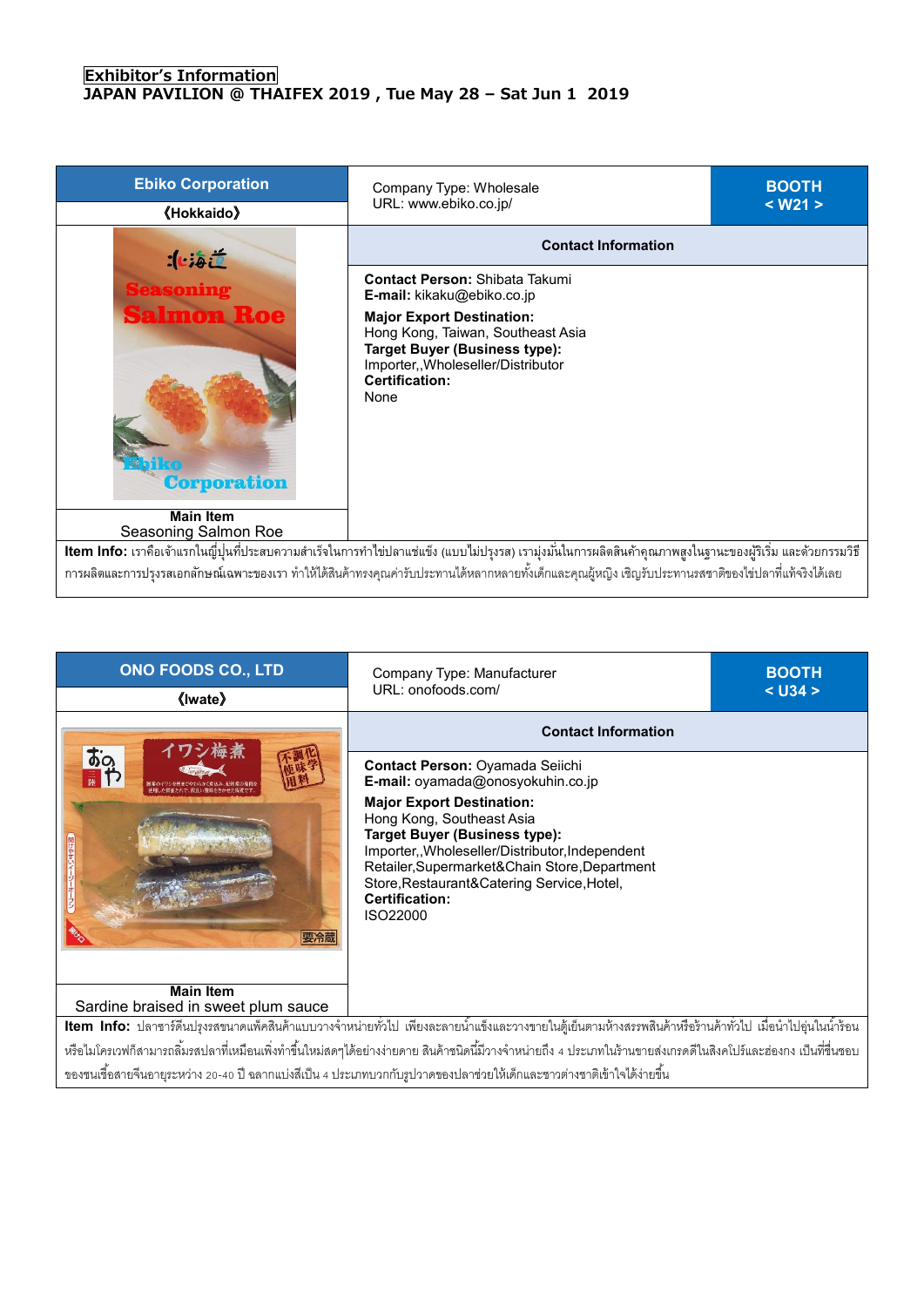**Exhibitor's Information**
**JAPAN PAVILION @ THAIFEX 2019 , Tue May 28 – Sat Jun 1 2019**

| **Ebiko Corporation** | Company Type: Wholesale | **BOOTH** |
|---|---|---|
| 《Hokkaido》 | URL: www.ebiko.co.jp/ | **< W21 >** |
| | **Contact Information** | |
| **Main Item**<br>Seasoning Salmon Roe | **Contact Person:** Shibata Takumi<br>**E-mail:** kikaku@ebiko.co.jp<br>**Major Export Destination:**<br>Hong Kong, Taiwan, Southeast Asia<br>**Target Buyer (Business type):**<br>Importer,,Wholeseller/Distributor<br>**Certification:**<br>None | |

**Item Info:** เราคือเจ้าแรกในญี่ปุ่นที่ประสบความสำเร็จในการทำไข่ปลาแช่แข็ง (แบบไม่ปรุงรส) เรามุ่งมั่นในการผลิตสินค้าคุณภาพสูงในฐานะของผู้ริเริ่ม และด้วยกรรมวิธีการผลิตและการปรุงรสเอกลักษณ์เฉพาะของเรา ทำให้ได้สินค้าทรงคุณค่ารับประทานได้หลากหลายทั้งเด็กและคุณผู้หญิง เชิญรับประทานรสชาติของไข่ปลาที่แท้จริงได้เลย

| **ONO FOODS CO., LTD** | Company Type: Manufacturer | **BOOTH** |
|---|---|---|
| 《Iwate》 | URL: onofoods.com/ | **< U34 >** |
| | **Contact Information** | |
| **Main Item**<br>Sardine braised in sweet plum sauce | **Contact Person:** Oyamada Seiichi<br>**E-mail:** oyamada@onosyokuhin.co.jp<br>**Major Export Destination:**<br>Hong Kong, Southeast Asia<br>**Target Buyer (Business type):**<br>Importer,,Wholeseller/Distributor,Independent Retailer,Supermarket&Chain Store,Department Store,Restaurant&Catering Service,Hotel,<br>**Certification:**<br>ISO22000 | |

**Item Info:** ปลาซาร์ดีนปรุงรสขนาดแพ็คสินค้าแบบวางจำหน่ายทั่วไป เพียงละลายน้ำแข็งและวางขายในตู้เย็นตามห้างสรรพสินค้าหรือร้านค้าทั่วไป เมื่อนำไปอุ่นในน้ำร้อนหรือไมโครเวฟก็สามารถลิ้มรสปลาที่เหมือนเพิ่งทำขึ้นใหม่สดๆได้อย่างง่ายดาย สินค้าชนิดนี้มีวางจำหน่ายถึง 4 ประเภทในร้านขายส่งเกรดดีในสิงคโปร์และฮ่องกง เป็นที่ชื่นชอบของชนเชื้อสายจีนอายุระหว่าง 20-40 ปี ฉลากแบ่งสีเป็น 4 ประเภทบวกกับรูปวาดของปลาช่วยให้เด็กและชาวต่างชาติเข้าใจได้ง่ายขึ้น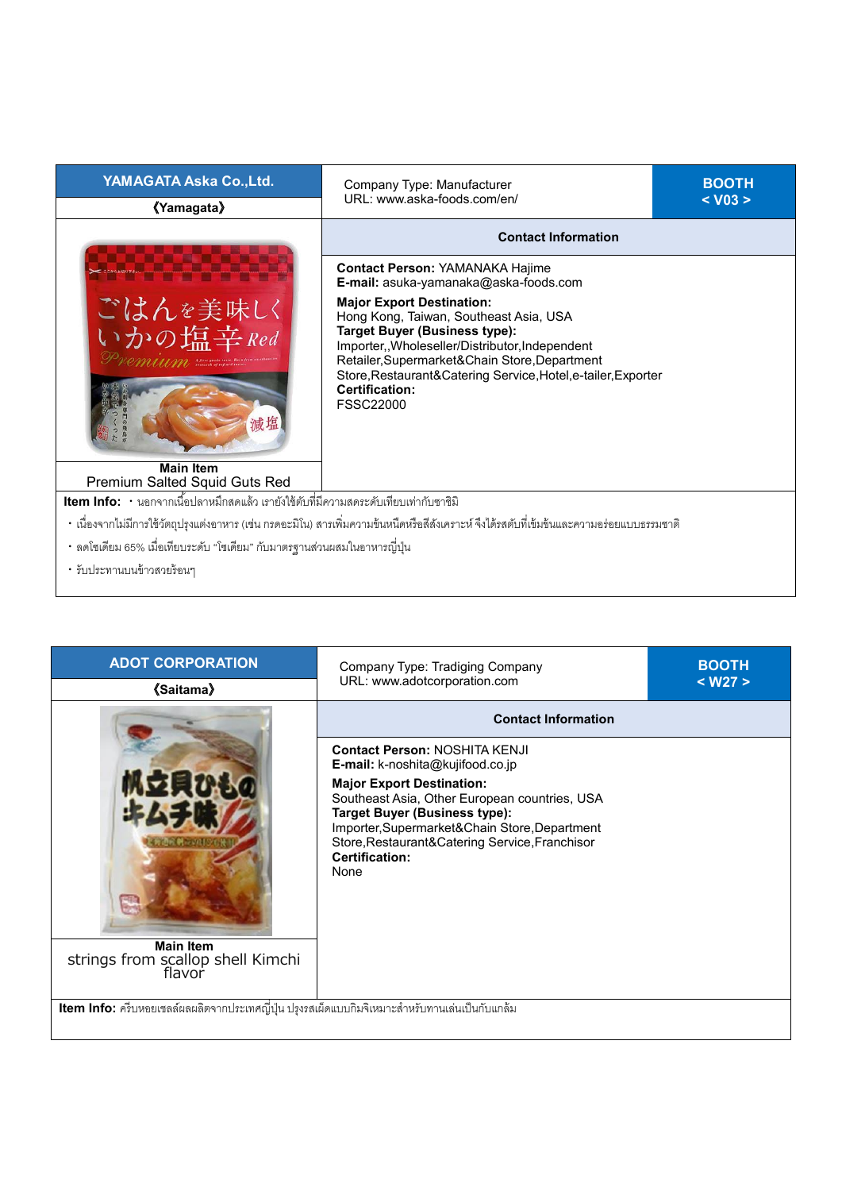## YAMAGATA Aska Co.,Ltd.

**《Yamagata》**

Company Type: Manufacturer
URL: www.aska-foods.com/en/

**BOOTH < V03 >**

**Contact Information**

**Contact Person:** YAMANAKA Hajime
**E-mail:** asuka-yamanaka@aska-foods.com

**Major Export Destination:**
Hong Kong, Taiwan, Southeast Asia, USA

**Target Buyer (Business type):**
Importer,,Wholeseller/Distributor,Independent Retailer,Supermarket&Chain Store,Department Store,Restaurant&Catering Service,Hotel,e-tailer,Exporter

**Certification:**
FSSC22000

**Main Item**
Premium Salted Squid Guts Red

**Item Info:** ・นอกจากเนื้อปลาหมึกสดแล้ว เรายังใช้ตับที่มีความสดระดับเทียบเท่ากับซาชิมิ

・เนื่องจากไม่มีการใช้วัตถุปรุงแต่งอาหาร (เช่น กรดอะมิโน) สารเพิ่มความข้นหนืดหรือสีสังเคราะห์ จึงได้รสตับที่เข้มข้นและความอร่อยแบบธรรมชาติ

・ลดโซเดียม 65% เมื่อเทียบระดับ "โซเดียม" กับมาตรฐานส่วนผสมในอาหารญี่ปุ่น

・รับประทานบนข้าวสวยร้อนๆ

## ADOT CORPORATION

**《Saitama》**

Company Type: Tradiging Company
URL: www.adotcorporation.com

**BOOTH < W27 >**

**Contact Information**

**Contact Person:** NOSHITA KENJI
**E-mail:** k-noshita@kujifood.co.jp

**Major Export Destination:**
Southeast Asia, Other European countries, USA

**Target Buyer (Business type):**
Importer,Supermarket&Chain Store,Department Store,Restaurant&Catering Service,Franchisor

**Certification:**
None

**Main Item**
strings from scallop shell Kimchi flavor

**Item Info:** ครีบหอยเชลล์ผลผลิตจากประเทศญี่ปุ่น ปรุงรสเผ็ดแบบกิมจิเหมาะสำหรับทานเล่นเป็นกับแกล้ม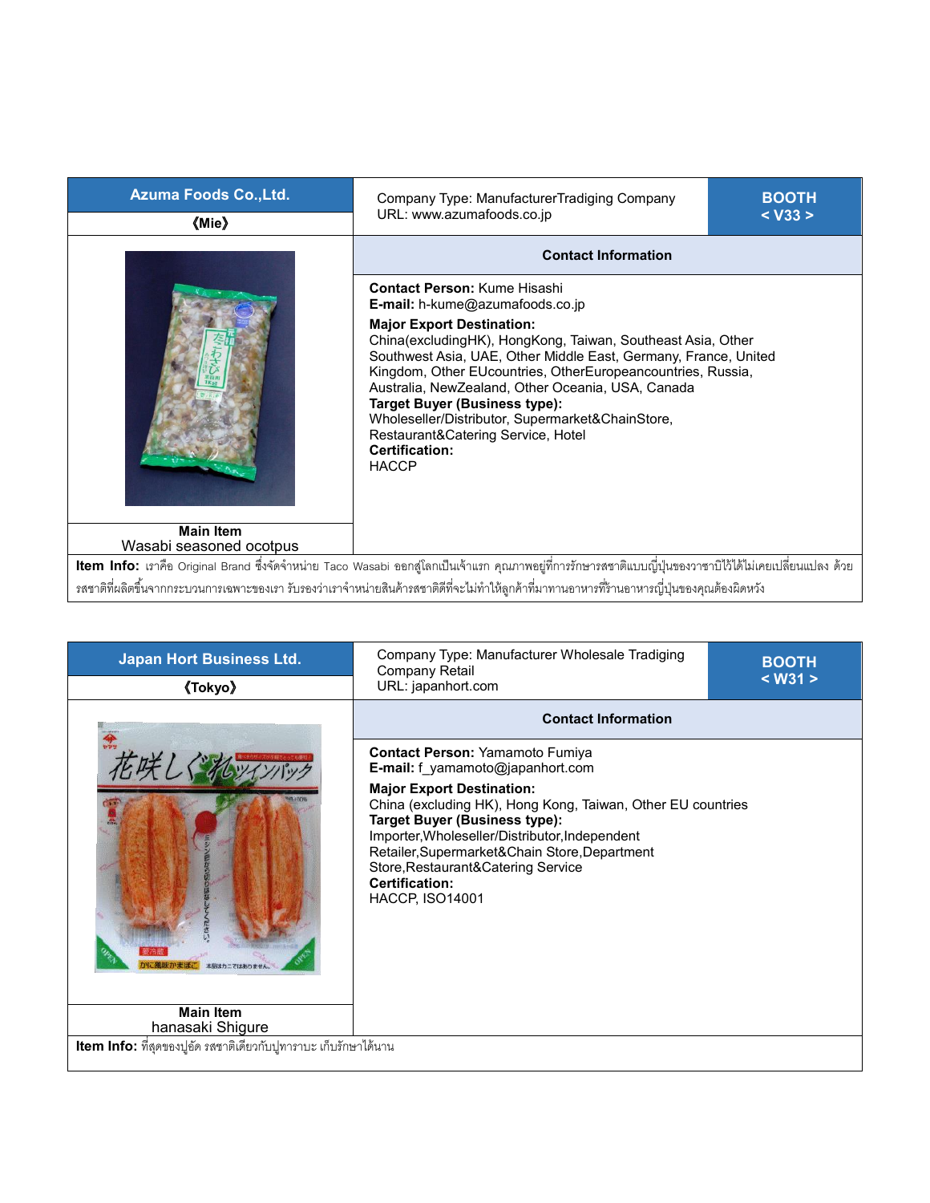| Azuma Foods Co.,Ltd. | Company Type: ManufacturerTradiging Company<br>URL: www.azumafoods.co.jp | BOOTH<br>< V33 > |
|---|---|---|
| 《Mie》 | | |
| | **Contact Information** | |
| | **Contact Person:** Kume Hisashi<br>**E-mail:** h-kume@azumafoods.co.jp<br>**Major Export Destination:**<br>China(excludingHK), HongKong, Taiwan, Southeast Asia, Other Southwest Asia, UAE, Other Middle East, Germany, France, United Kingdom, Other EUcountries, OtherEuropeancountries, Russia, Australia, NewZealand, Other Oceania, USA, Canada<br>**Target Buyer (Business type):**<br>Wholeseller/Distributor, Supermarket&ChainStore, Restaurant&Catering Service, Hotel<br>**Certification:**<br>HACCP | |
| **Main Item**<br>Wasabi seasoned ocotpus | | |

**Item Info:** เราคือ Original Brand ซึ่งจัดจำหน่าย Taco Wasabi ออกสู่โลกเป็นเจ้าแรก คุณภาพอยู่ที่การรักษารสชาติแบบญี่ปุ่นของวาซาบิไว้ได้ไม่เคยเปลี่ยนแปลง ด้วยรสชาติที่ผลิตขึ้นจากกระบวนการเฉพาะของเรา รับรองว่าเราจำหน่ายสินค้ารสชาติดีที่จะไม่ทำให้ลูกค้าที่มาทานอาหารที่ร้านอาหารญี่ปุ่นของคุณต้องผิดหวัง

| Japan Hort Business Ltd. | Company Type: Manufacturer Wholesale Tradiging Company Retail<br>URL: japanhort.com | BOOTH<br>< W31 > |
|---|---|---|
| 《Tokyo》 | | |
| | **Contact Information** | |
| | **Contact Person:** Yamamoto Fumiya<br>**E-mail:** f_yamamoto@japanhort.com<br>**Major Export Destination:**<br>China (excluding HK), Hong Kong, Taiwan, Other EU countries<br>**Target Buyer (Business type):**<br>Importer,Wholeseller/Distributor,Independent Retailer,Supermarket&Chain Store,Department Store,Restaurant&Catering Service<br>**Certification:**<br>HACCP, ISO14001 | |
| **Main Item**<br>hanasaki Shigure | | |

**Item Info:** ที่สุดของปูอัด รสชาติเดียวกับปูทาราบะ เก็บรักษาได้นาน